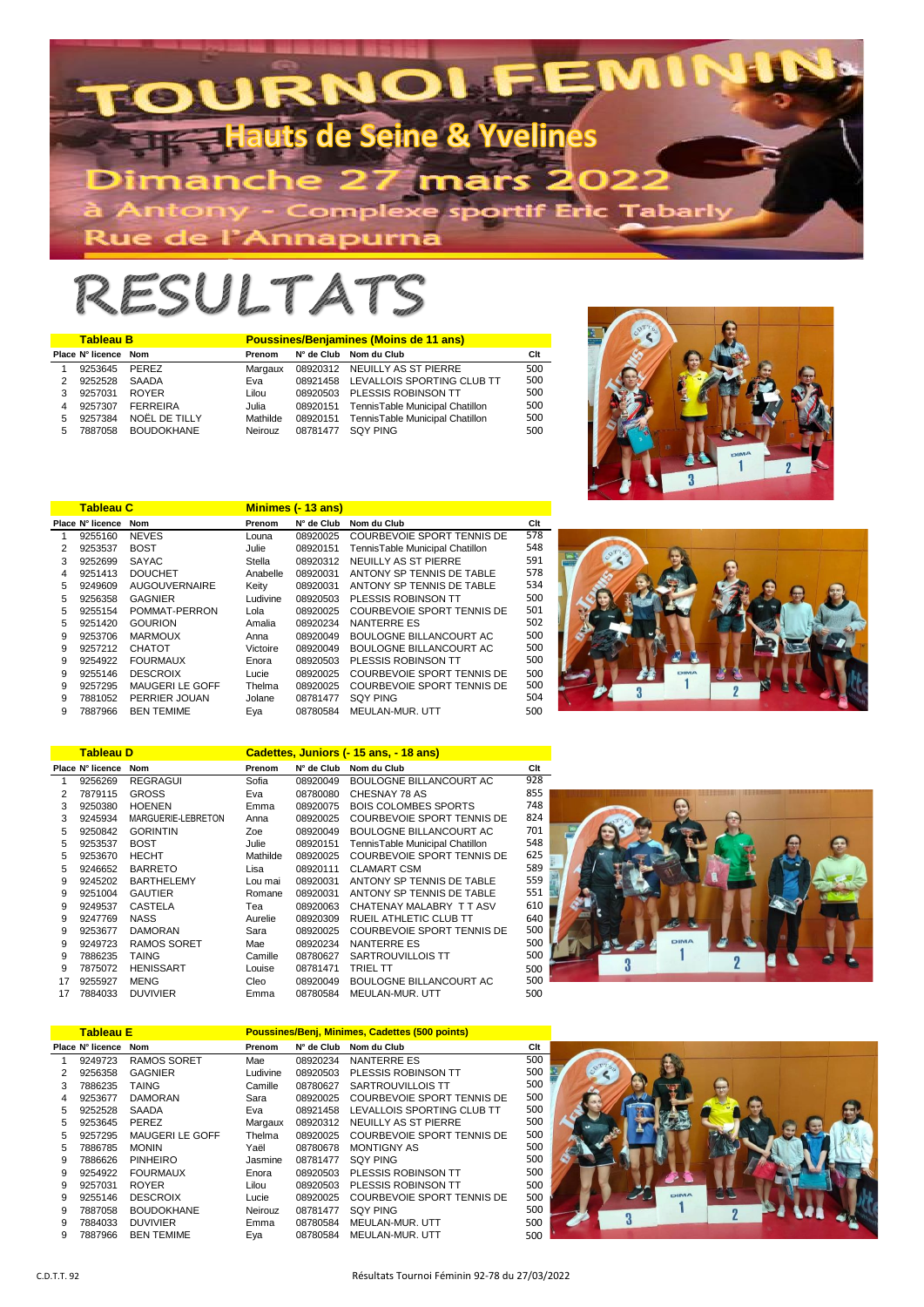# TOURNOI FEMININ

## Hauts de Seine & Yvelines

### Dimanche 27 mars 2022

à Antony - Complexe sportif Eric Tabarly

Rue de l'Annapurna

# RESULTATS

| Tableau B | | | Poussines/Benjamines (Moins de 11 ans) | | | |
|---|---|---|---|---|---|---|
| Place | N° licence | Nom | Prenom | N° de Club | Nom du Club | Clt |
| 1 | 9253645 | PEREZ | Margaux | 08920312 | NEUILLY AS ST PIERRE | 500 |
| 2 | 9252528 | SAADA | Eva | 08921458 | LEVALLOIS SPORTING CLUB TT | 500 |
| 3 | 9257031 | ROYER | Lilou | 08920503 | PLESSIS ROBINSON TT | 500 |
| 4 | 9257307 | FERREIRA | Julia | 08920151 | TennisTable Municipal Chatillon | 500 |
| 5 | 9257384 | NOËL DE TILLY | Mathilde | 08920151 | TennisTable Municipal Chatillon | 500 |
| 5 | 7887058 | BOUDOKHANE | Neirouz | 08781477 | SQY PING | 500 |

| Tableau C | | | Minimes (- 13 ans) | | | |
|---|---|---|---|---|---|---|
| Place | N° licence | Nom | Prenom | N° de Club | Nom du Club | Clt |
| 1 | 9255160 | NEVES | Louna | 08920025 | COURBEVOIE SPORT TENNIS DE | 578 |
| 2 | 9253537 | BOST | Julie | 08920151 | TennisTable Municipal Chatillon | 548 |
| 3 | 9252699 | SAYAC | Stella | 08920312 | NEUILLY AS ST PIERRE | 591 |
| 4 | 9251413 | DOUCHET | Anabelle | 08920031 | ANTONY SP TENNIS DE TABLE | 578 |
| 5 | 9249609 | AUGOUVERNAIRE | Keity | 08920031 | ANTONY SP TENNIS DE TABLE | 534 |
| 5 | 9256358 | GAGNIER | Ludivine | 08920503 | PLESSIS ROBINSON TT | 500 |
| 5 | 9255154 | POMMAT-PERRON | Lola | 08920025 | COURBEVOIE SPORT TENNIS DE | 501 |
| 5 | 9251420 | GOURION | Amalia | 08920234 | NANTERRE ES | 502 |
| 9 | 9253706 | MARMOUX | Anna | 08920049 | BOULOGNE BILLANCOURT AC | 500 |
| 9 | 9257212 | CHATOT | Victoire | 08920049 | BOULOGNE BILLANCOURT AC | 500 |
| 9 | 9254922 | FOURMAUX | Enora | 08920503 | PLESSIS ROBINSON TT | 500 |
| 9 | 9255146 | DESCROIX | Lucie | 08920025 | COURBEVOIE SPORT TENNIS DE | 500 |
| 9 | 9257295 | MAUGERI LE GOFF | Thelma | 08920025 | COURBEVOIE SPORT TENNIS DE | 500 |
| 9 | 7881052 | PERRIER JOUAN | Jolane | 08781477 | SQY PING | 504 |
| 9 | 7887966 | BEN TEMIME | Eya | 08780584 | MEULAN-MUR. UTT | 500 |

| Tableau D | | | Cadettes, Juniors (- 15 ans, - 18 ans) | | | |
|---|---|---|---|---|---|---|
| Place | N° licence | Nom | Prenom | N° de Club | Nom du Club | Clt |
| 1 | 9256269 | REGRAGUI | Sofia | 08920049 | BOULOGNE BILLANCOURT AC | 928 |
| 2 | 7879115 | GROSS | Eva | 08780080 | CHESNAY 78 AS | 855 |
| 3 | 9250380 | HOENEN | Emma | 08920018 | BOIS COLOMBES SPORTS | 748 |
| 3 | 9245934 | MARGUERIE-LEBRETON | Anna | 08920025 | COURBEVOIE SPORT TENNIS DE | 824 |
| 5 | 9250842 | GORINTIN | Zoe | 08920049 | BOULOGNE BILLANCOURT AC | 701 |
| 5 | 9253537 | BOST | Julie | 08920151 | TennisTable Municipal Chatillon | 548 |
| 5 | 9253670 | HECHT | Mathilde | 08920025 | COURBEVOIE SPORT TENNIS DE | 625 |
| 5 | 9246652 | BARRETO | Lisa | 08920111 | CLAMART CSM | 589 |
| 9 | 9245202 | BARTHELEMY | Lou mai | 08920031 | ANTONY SP TENNIS DE TABLE | 559 |
| 9 | 9251004 | GAUTIER | Romane | 08920031 | ANTONY SP TENNIS DE TABLE | 551 |
| 9 | 9249537 | CASTELA | Tea | 08920063 | CHATENAY MALABRY T T ASV | 610 |
| 9 | 9247769 | NASS | Aurelie | 08920309 | RUEIL ATHLETIC CLUB TT | 640 |
| 9 | 9253677 | DAMORAN | Sara | 08920025 | COURBEVOIE SPORT TENNIS DE | 500 |
| 9 | 9249723 | RAMOS SORET | Mae | 08920234 | NANTERRE ES | 500 |
| 9 | 7886235 | TAING | Camille | 08780627 | SARTROUVILLOIS TT | 500 |
| 9 | 7875072 | HENISSART | Louise | 08781471 | TRIEL TT | 500 |
| 17 | 9255927 | MENG | Cleo | 08920049 | BOULOGNE BILLANCOURT AC | 500 |
| 17 | 7884033 | DUVIVIER | Emma | 08780584 | MEULAN-MUR. UTT | 500 |

| Tableau E | | | Poussines/Benj, Minimes, Cadettes (500 points) | | | |
|---|---|---|---|---|---|---|
| Place | N° licence | Nom | Prenom | N° de Club | Nom du Club | Clt |
| 1 | 9249723 | RAMOS SORET | Mae | 08920234 | NANTERRE ES | 500 |
| 2 | 9256358 | GAGNIER | Ludivine | 08920503 | PLESSIS ROBINSON TT | 500 |
| 3 | 7886235 | TAING | Camille | 08780627 | SARTROUVILLOIS TT | 500 |
| 4 | 9253677 | DAMORAN | Sara | 08920025 | COURBEVOIE SPORT TENNIS DE | 500 |
| 5 | 9252528 | SAADA | Eva | 08921458 | LEVALLOIS SPORTING CLUB TT | 500 |
| 5 | 9253645 | PEREZ | Margaux | 08920312 | NEUILLY AS ST PIERRE | 500 |
| 5 | 9257295 | MAUGERI LE GOFF | Thelma | 08920025 | COURBEVOIE SPORT TENNIS DE | 500 |
| 5 | 7886785 | MONIN | Yaël | 08780678 | MONTIGNY AS | 500 |
| 9 | 7886626 | PINHEIRO | Jasmine | 08781477 | SQY PING | 500 |
| 9 | 9254922 | FOURMAUX | Enora | 08920503 | PLESSIS ROBINSON TT | 500 |
| 9 | 9257031 | ROYER | Lilou | 08920503 | PLESSIS ROBINSON TT | 500 |
| 9 | 9255146 | DESCROIX | Lucie | 08920025 | COURBEVOIE SPORT TENNIS DE | 500 |
| 9 | 7887058 | BOUDOKHANE | Neirouz | 08781477 | SQY PING | 500 |
| 9 | 7884033 | DUVIVIER | Emma | 08780584 | MEULAN-MUR. UTT | 500 |
| 9 | 7887966 | BEN TEMIME | Eya | 08780584 | MEULAN-MUR. UTT | 500 |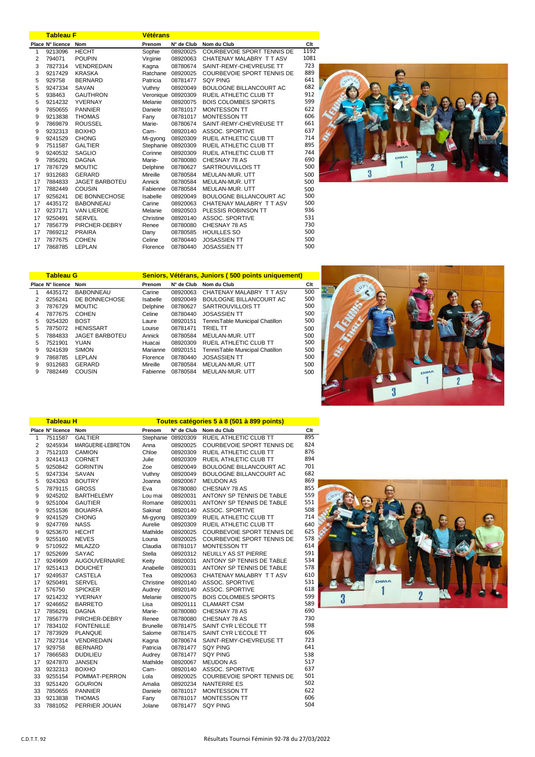## Tableau F — Vétérans

| Place | N° licence | Nom | Prenom | N° de Club | Nom du Club | Clt |
|---|---|---|---|---|---|---|
| 1 | 9213096 | HECHT | Sophie | 08920025 | COURBEVOIE SPORT TENNIS DE | 1192 |
| 2 | 794071 | POUPIN | Virginie | 08920063 | CHATENAY MALABRY T T ASV | 1081 |
| 3 | 7827314 | VENDREDAIN | Kagna | 08780674 | SAINT-REMY-CHEVREUSE TT | 723 |
| 3 | 9217429 | KRASKA | Ratchane | 08920025 | COURBEVOIE SPORT TENNIS DE | 889 |
| 5 | 929758 | BERNARD | Patricia | 08781477 | SQY PING | 641 |
| 5 | 9247334 | SAVAN | Vuthny | 08920049 | BOULOGNE BILLANCOURT AC | 682 |
| 5 | 938463 | GAUTHRON | Veronique | 08920309 | RUEIL ATHLETIC CLUB TT | 912 |
| 5 | 9214232 | YVERNAY | Melanie | 08920075 | BOIS COLOMBES SPORTS | 599 |
| 9 | 7850655 | PANNIER | Daniele | 08781017 | MONTESSON TT | 622 |
| 9 | 9213838 | THOMAS | Fany | 08781017 | MONTESSON TT | 606 |
| 9 | 7869879 | ROUSSEL | Marie- | 08780674 | SAINT-REMY-CHEVREUSE TT | 661 |
| 9 | 9232313 | BOXHO | Cam- | 08920140 | ASSOC. SPORTIVE | 637 |
| 9 | 9241529 | CHONG | Mi-gyong | 08920309 | RUEIL ATHLETIC CLUB TT | 714 |
| 9 | 7511587 | GALTIER | Stephanie | 08920309 | RUEIL ATHLETIC CLUB TT | 895 |
| 9 | 9240532 | SAGLIO | Corinne | 08920309 | RUEIL ATHLETIC CLUB TT | 744 |
| 9 | 7856291 | DAGNA | Marie- | 08780080 | CHESNAY 78 AS | 690 |
| 17 | 7876729 | MOUTIC | Delphine | 08780627 | SARTROUVILLOIS TT | 500 |
| 17 | 9312683 | GERARD | Mireille | 08780584 | MEULAN-MUR. UTT | 500 |
| 17 | 7884833 | JAGET BARBOTEU | Annick | 08780584 | MEULAN-MUR. UTT | 500 |
| 17 | 7882449 | COUSIN | Fabienne | 08780584 | MEULAN-MUR. UTT | 500 |
| 17 | 9256241 | DE BONNECHOSE | Isabelle | 08920049 | BOULOGNE BILLANCOURT AC | 500 |
| 17 | 4435172 | BABONNEAU | Carine | 08920063 | CHATENAY MALABRY T T ASV | 500 |
| 17 | 9237171 | VAN LIERDE | Melanie | 08920503 | PLESSIS ROBINSON TT | 936 |
| 17 | 9250491 | SERVEL | Christine | 08920140 | ASSOC. SPORTIVE | 531 |
| 17 | 7856779 | PIRCHER-DEBRY | Renee | 08780080 | CHESNAY 78 AS | 730 |
| 17 | 7869212 | PRAIRA | Dany | 08780585 | HOUILLES SO | 500 |
| 17 | 7877675 | COHEN | Celine | 08780440 | JOSASSIEN TT | 500 |
| 17 | 7868785 | LEPLAN | Florence | 08780440 | JOSASSIEN TT | 500 |

## Tableau G — Seniors, Vétérans, Juniors ( 500 points uniquement)

| Place | N° licence | Nom | Prenom | N° de Club | Nom du Club | Clt |
|---|---|---|---|---|---|---|
| 1 | 4435172 | BABONNEAU | Carine | 08920063 | CHATENAY MALABRY T T ASV | 500 |
| 2 | 9256241 | DE BONNECHOSE | Isabelle | 08920049 | BOULOGNE BILLANCOURT AC | 500 |
| 3 | 7876729 | MOUTIC | Delphine | 08780627 | SARTROUVILLOIS TT | 500 |
| 4 | 7877675 | COHEN | Celine | 08780440 | JOSASSIEN TT | 500 |
| 5 | 9254320 | BOST | Laure | 08920151 | TennisTable Municipal Chatillon | 500 |
| 5 | 7875072 | HENISSART | Louise | 08781471 | TRIEL TT | 500 |
| 5 | 7884833 | JAGET BARBOTEU | Annick | 08780584 | MEULAN-MUR. UTT | 500 |
| 5 | 7521901 | YUAN | Huacai | 08920309 | RUEIL ATHLETIC CLUB TT | 500 |
| 9 | 9241639 | SIMON | Marianne | 08920151 | TennisTable Municipal Chatillon | 500 |
| 9 | 7868785 | LEPLAN | Florence | 08780440 | JOSASSIEN TT | 500 |
| 9 | 9312683 | GERARD | Mireille | 08780584 | MEULAN-MUR. UTT | 500 |
| 9 | 7882449 | COUSIN | Fabienne | 08780584 | MEULAN-MUR. UTT | 500 |

## Tableau H — Toutes catégories 5 à 8 (501 à 899 points)

| Place | N° licence | Nom | Prenom | N° de Club | Nom du Club | Clt |
|---|---|---|---|---|---|---|
| 1 | 7511587 | GALTIER | Stephanie | 08920309 | RUEIL ATHLETIC CLUB TT | 895 |
| 2 | 9245934 | MARGUERIE-LEBRETON | Anna | 08920025 | COURBEVOIE SPORT TENNIS DE | 824 |
| 3 | 7512103 | CAMION | Chloe | 08920309 | RUEIL ATHLETIC CLUB TT | 876 |
| 3 | 9241413 | CORNET | Julie | 08920309 | RUEIL ATHLETIC CLUB TT | 894 |
| 5 | 9250842 | GORINTIN | Zoe | 08920049 | BOULOGNE BILLANCOURT AC | 701 |
| 5 | 9247334 | SAVAN | Vuthny | 08920049 | BOULOGNE BILLANCOURT AC | 682 |
| 5 | 9243263 | BOUTRY | Joanna | 08920067 | MEUDON AS | 869 |
| 5 | 7879115 | GROSS | Eva | 08780080 | CHESNAY 78 AS | 855 |
| 9 | 9245202 | BARTHELEMY | Lou mai | 08920031 | ANTONY SP TENNIS DE TABLE | 559 |
| 9 | 9251004 | GAUTIER | Romane | 08920031 | ANTONY SP TENNIS DE TABLE | 551 |
| 9 | 9251536 | BOUARFA | Sakinat | 08920140 | ASSOC. SPORTIVE | 508 |
| 9 | 9241529 | CHONG | Mi-gyong | 08920309 | RUEIL ATHLETIC CLUB TT | 714 |
| 9 | 9247769 | NASS | Aurelie | 08920309 | RUEIL ATHLETIC CLUB TT | 640 |
| 9 | 9253670 | HECHT | Mathilde | 08920025 | COURBEVOIE SPORT TENNIS DE | 625 |
| 9 | 9255160 | NEVES | Louna | 08920025 | COURBEVOIE SPORT TENNIS DE | 578 |
| 9 | 5710922 | MILAZZO | Claudia | 08781017 | MONTESSON TT | 614 |
| 17 | 9252699 | SAYAC | Stella | 08920312 | NEUILLY AS ST PIERRE | 591 |
| 17 | 9249609 | AUGOUVERNAIRE | Keity | 08920031 | ANTONY SP TENNIS DE TABLE | 534 |
| 17 | 9251413 | DOUCHET | Anabelle | 08920031 | ANTONY SP TENNIS DE TABLE | 578 |
| 17 | 9249537 | CASTELA | Tea | 08920063 | CHATENAY MALABRY T T ASV | 610 |
| 17 | 9250491 | SERVEL | Christine | 08920140 | ASSOC. SPORTIVE | 531 |
| 17 | 576750 | SPICKER | Audrey | 08920140 | ASSOC. SPORTIVE | 618 |
| 17 | 9214232 | YVERNAY | Melanie | 08920075 | BOIS COLOMBES SPORTS | 599 |
| 17 | 9246652 | BARRETO | Lisa | 08920111 | CLAMART CSM | 589 |
| 17 | 7856291 | DAGNA | Marie- | 08780080 | CHESNAY 78 AS | 690 |
| 17 | 7856779 | PIRCHER-DEBRY | Renee | 08780080 | CHESNAY 78 AS | 730 |
| 17 | 7834102 | FONTENILLE | Brunelle | 08781475 | SAINT CYR L'ECOLE TT | 598 |
| 17 | 7873929 | PLANQUE | Salome | 08781475 | SAINT CYR L'ECOLE TT | 606 |
| 17 | 7827314 | VENDREDAIN | Kagna | 08780674 | SAINT-REMY-CHEVREUSE TT | 723 |
| 17 | 929758 | BERNARD | Patricia | 08781477 | SQY PING | 641 |
| 17 | 7866583 | DUDILIEU | Audrey | 08781477 | SQY PING | 538 |
| 17 | 9247870 | JANSEN | Mathilde | 08920067 | MEUDON AS | 517 |
| 33 | 9232313 | BOXHO | Cam- | 08920140 | ASSOC. SPORTIVE | 637 |
| 33 | 9255154 | POMMAT-PERRON | Lola | 08920025 | COURBEVOIE SPORT TENNIS DE | 501 |
| 33 | 9251420 | GOURION | Amalia | 08920234 | NANTERRE ES | 502 |
| 33 | 7850655 | PANNIER | Daniele | 08781017 | MONTESSON TT | 622 |
| 33 | 9213838 | THOMAS | Fany | 08781017 | MONTESSON TT | 606 |
| 33 | 7881052 | PERRIER JOUAN | Jolane | 08781477 | SQY PING | 504 |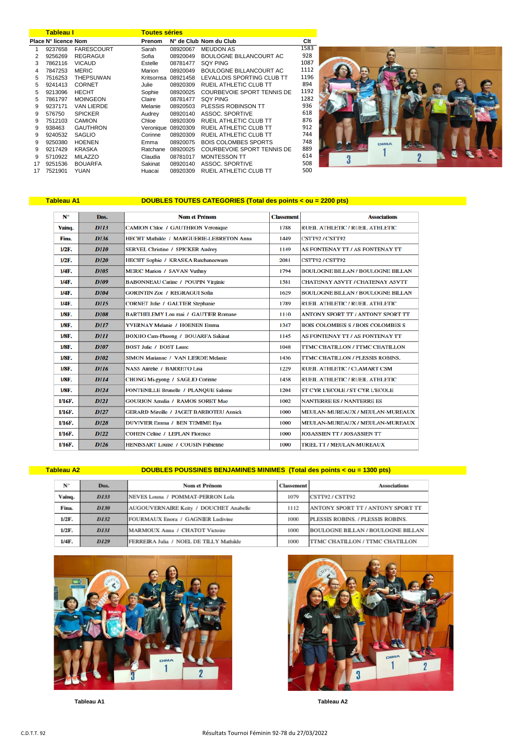**Tableau I** — **Toutes séries**

| Place | N° licence | Nom | Prenom | N° de Club | Nom du Club | Clt |
|---|---|---|---|---|---|---|
| 1 | 9237658 | FARESCOURT | Sarah | 08920067 | MEUDON AS | 1583 |
| 2 | 9256269 | REGRAGUI | Sofia | 08920049 | BOULOGNE BILLANCOURT AC | 928 |
| 3 | 7862116 | VICAUD | Estelle | 08781477 | SQY PING | 1087 |
| 4 | 7847253 | MERIC | Marion | 08920049 | BOULOGNE BILLANCOURT AC | 1112 |
| 5 | 7516253 | THEPSUWAN | Kritsornsa | 08921458 | LEVALLOIS SPORTING CLUB TT | 1196 |
| 5 | 9241413 | CORNET | Julie | 08920309 | RUEIL ATHLETIC CLUB TT | 894 |
| 5 | 9213096 | HECHT | Sophie | 08920025 | COURBEVOIE SPORT TENNIS DE | 1192 |
| 5 | 7861797 | MOINGEON | Claire | 08781477 | SQY PING | 1282 |
| 9 | 9237171 | VAN LIERDE | Melanie | 08920503 | PLESSIS ROBINSON TT | 936 |
| 9 | 576750 | SPICKER | Audrey | 08920140 | ASSOC. SPORTIVE | 618 |
| 9 | 7512103 | CAMION | Chloe | 08920309 | RUEIL ATHLETIC CLUB TT | 876 |
| 9 | 938463 | GAUTHRON | Veronique | 08920309 | RUEIL ATHLETIC CLUB TT | 912 |
| 9 | 9240532 | SAGLIO | Corinne | 08920309 | RUEIL ATHLETIC CLUB TT | 744 |
| 9 | 9250380 | HOENEN | Emma | 08920075 | BOIS COLOMBES SPORTS | 748 |
| 9 | 9217429 | KRASKA | Ratchane | 08920025 | COURBEVOIE SPORT TENNIS DE | 889 |
| 9 | 5710922 | MILAZZO | Claudia | 08781017 | MONTESSON TT | 614 |
| 17 | 9251536 | BOUARFA | Sakinat | 08920140 | ASSOC. SPORTIVE | 508 |
| 17 | 7521901 | YUAN | Huacai | 08920309 | RUEIL ATHLETIC CLUB TT | 500 |

**Tableau A1** — **DOUBLES TOUTES CATEGORIES (Total des points < ou = 2200 pts)**

| N° | Dos. | Nom et Prénom | Classement | Associations |
|---|---|---|---|---|
| Vainq. | D113 | CAMION Chloe / GAUTHRON Veronique | 1788 | RUEIL ATHLETIC / RUEIL ATHLETIC |
| Fina. | D136 | HECHT Mathilde / MARGUERIE-LEBRETON Anna | 1449 | CSTT92 / CSTT92 |
| 1/2F. | D110 | SERVEL Christine / SPICKER Audrey | 1149 | AS FONTENAY TT / AS FONTENAY TT |
| 1/2F. | D120 | HECHT Sophie / KRASKA Ratchaneewarn | 2081 | CSTT92 / CSTT92 |
| 1/4F. | D105 | MERIC Marion / SAVAN Vuthny | 1794 | BOULOGNE BILLAN / BOULOGNE BILLAN |
| 1/4F. | D109 | BABONNEAU Carine / POUPIN Virginie | 1581 | CHATENAY ASVTT / CHATENAY ASVTT |
| 1/4F. | D104 | GORINTIN Zoe / REGRAGUI Sofia | 1629 | BOULOGNE BILLAN / BOULOGNE BILLAN |
| 1/4F. | D115 | CORNET Julie / GALTIER Stephanie | 1789 | RUEIL ATHLETIC / RUEIL ATHLETIC |
| 1/8F. | D108 | BARTHELEMY Lou mai / GAUTIER Romane | 1110 | ANTONY SPORT TT / ANTONY SPORT TT |
| 1/8F. | D117 | YVERNAY Melanie / HOENEN Emma | 1347 | BOIS COLOMBES S / BOIS COLOMBES S |
| 1/8F. | D111 | BOXHO Cam-Phuong / BOUARFA Sakinat | 1145 | AS FONTENAY TT / AS FONTENAY TT |
| 1/8F. | D107 | BOST Julie / BOST Laure | 1048 | TTMC CHATILLON / TTMC CHATILLON |
| 1/8F. | D102 | SIMON Marianne / VAN LIERDE Melanie | 1436 | TTMC CHATILLON / PLESSIS ROBINS. |
| 1/8F. | D116 | NASS Aurelie / BARRETO Lisa | 1229 | RUEIL ATHLETIC / CLAMART CSM |
| 1/8F. | D114 | CHONG Mi-gyong / SAGLIO Corinne | 1458 | RUEIL ATHLETIC / RUEIL ATHLETIC |
| 1/8F. | D124 | FONTENILLE Brunelle / PLANQUE Salome | 1204 | ST CYR L'ECOLE / ST CYR L'ECOLE |
| 1/16F. | D121 | GOURION Amalia / RAMOS SORET Mae | 1002 | NANTERRE ES / NANTERRE ES |
| 1/16F. | D127 | GERARD Mireille / JAGET BARBOTEU Annick | 1000 | MEULAN-MUREAUX / MEULAN-MUREAUX |
| 1/16F. | D128 | DUVIVIER Emma / BEN TEMIME Eya | 1000 | MEULAN-MUREAUX / MEULAN-MUREAUX |
| 1/16F. | D122 | COHEN Celine / LEPLAN Florence | 1000 | JOSASSIEN TT / JOSASSIEN TT |
| 1/16F. | D126 | HENISSART Louise / COUSIN Fabienne | 1000 | TRIEL TT / MEULAN-MUREAUX |

**Tableau A2** — **DOUBLES POUSSINES BENJAMINES MINIMES (Total des points < ou = 1300 pts)**

| N° | Dos. | Nom et Prénom | Classement | Associations |
|---|---|---|---|---|
| Vainq. | D133 | NEVES Louna / POMMAT-PERRON Lola | 1079 | CSTT92 / CSTT92 |
| Fina. | D130 | AUGOUVERNAIRE Keity / DOUCHET Anabelle | 1112 | ANTONY SPORT TT / ANTONY SPORT TT |
| 1/2F. | D132 | FOURMAUX Enora / GAGNIER Ludivine | 1000 | PLESSIS ROBINS. / PLESSIS ROBINS. |
| 1/2F. | D131 | MARMOUX Anna / CHATOT Victoire | 1000 | BOULOGNE BILLAN / BOULOGNE BILLAN |
| 1/4F. | D129 | FERREIRA Julia / NOEL DE TILLY Mathilde | 1000 | TTMC CHATILLON / TTMC CHATILLON |

Tableau A1

Tableau A2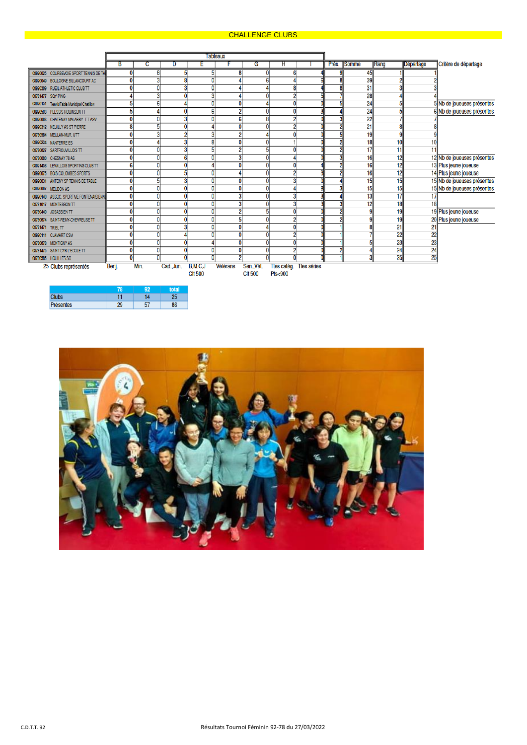# CHALLENGE CLUBS

| | | Tableaux | | | | | | | | | | | | |
|---|---|---|---|---|---|---|---|---|---|---|---|---|---|---|
| | | B | C | D | E | F | G | H | I | Prés. | Somme | Rang | Départage | Critère de départage |
| 08920025 | COURBEVOIE SPORT TENNIS DE TA | 0 | 8 | 5 | 5 | 8 | 0 | 6 | 4 | 9 | 45 | 1 | 1 | |
| 08920049 | BOULOGNE BILLANCOURT AC | 0 | 3 | 8 | 0 | 4 | 6 | 4 | 6 | 8 | 39 | 2 | 2 | |
| 08920309 | RUEIL ATHLETIC CLUB TT | 0 | 0 | 3 | 0 | 4 | 4 | 8 | 4 | 8 | 31 | 3 | 3 | |
| 08781477 | SQY PING | 4 | 3 | 0 | 3 | 4 | 0 | 2 | 5 | 7 | 28 | 4 | 4 | |
| 08920151 | TennisTable Municipal Châtillon | 5 | 6 | 4 | 0 | 0 | 4 | 0 | 0 | 5 | 24 | 5 | 5 | Nb de joueuses présentes |
| 08920503 | PLESSIS ROBINSON TT | 5 | 4 | 0 | 6 | 2 | 0 | 0 | 3 | 4 | 24 | 5 | 6 | Nb de joueuses présentes |
| 08920083 | CHATENAY MALABRY T T ASV | 0 | 0 | 3 | 0 | 6 | 8 | 2 | 0 | 3 | 22 | 7 | 7 | |
| 08920312 | NEUILLY AS ST PIERRE | 8 | 5 | 0 | 4 | 0 | 0 | 2 | 0 | 2 | 21 | 8 | 8 | |
| 08780584 | MEULAN-MUR. UTT | 0 | 3 | 2 | 3 | 2 | 4 | 0 | 0 | 5 | 19 | 9 | 9 | |
| 08920224 | NANTERRE ES | 0 | 4 | 3 | 8 | 0 | 0 | 1 | 0 | 2 | 18 | 10 | 10 | |
| 08780627 | SARTROUVILLOIS TT | 0 | 0 | 3 | 5 | 2 | 5 | 0 | 0 | 2 | 17 | 11 | 11 | |
| 08780080 | CHESNAY 78 AS | 0 | 0 | 6 | 0 | 3 | 0 | 4 | 0 | 3 | 16 | 12 | 12 | Nb de joueuses présentes |
| 08921458 | LEVALLOIS SPORTING CLUB TT | 6 | 0 | 0 | 4 | 0 | 0 | 0 | 4 | 2 | 16 | 12 | 13 | Plus jeune joueuse |
| 08920075 | BOIS COLOMBES SPORTS | 0 | 0 | 5 | 0 | 4 | 0 | 2 | 3 | 2 | 16 | 12 | 14 | Plus jeune joueuse |
| 08920031 | ANTONY SP TENNIS DE TABLE | 0 | 5 | 3 | 0 | 0 | 0 | 3 | 0 | 4 | 15 | 15 | 15 | Nb de joueuses présentes |
| 08920087 | MEUDON AS | 0 | 0 | 0 | 0 | 0 | 0 | 4 | 8 | 3 | 15 | 15 | 15 | Nb de joueuses présentes |
| 08920140 | ASSOC. SPORTIVE FONTENAISIENN | 0 | 0 | 0 | 0 | 3 | 0 | 3 | 3 | 4 | 13 | 17 | 17 | |
| 08781017 | MONTESSON TT | 0 | 0 | 0 | 0 | 3 | 0 | 3 | 3 | 3 | 12 | 18 | 18 | |
| 08780440 | JOSASSIEN TT | 0 | 0 | 0 | 0 | 2 | 5 | 0 | 0 | 2 | 9 | 19 | 19 | Plus jeune joueuse |
| 08780874 | SAINT-REMY-CHEVREUSE TT | 0 | 0 | 0 | 0 | 5 | 0 | 2 | 0 | 2 | 9 | 19 | 20 | Plus jeune joueuse |
| 08781471 | TRIEL TT | 0 | 0 | 3 | 0 | 0 | 4 | 0 | 0 | 1 | 8 | 21 | 21 | |
| 08920111 | CLAMART CSM | 0 | 0 | 4 | 0 | 0 | 0 | 2 | 0 | 1 | 7 | 22 | 22 | |
| 08780678 | MONTIGNY AS | 0 | 0 | 0 | 4 | 0 | 0 | 0 | 0 | 1 | 5 | 23 | 23 | |
| 08781475 | SAINT CYR L'ECOLE TT | 0 | 0 | 0 | 0 | 0 | 0 | 2 | 0 | 2 | 4 | 24 | 24 | |
| 08780365 | HOUILLES SO | 0 | 0 | 0 | 0 | 2 | 0 | 0 | 0 | 1 | 3 | 25 | 25 | |
| | 25 Clubs représentés | Benj. | Min. | Cad.,Jun. | B,M,C,J Clt 500 | Vétérans | Sen.,Vét. Clt 500 | Ttes catég. Pts<900 | Ttes séries | | | | | |

| | 78 | 92 | total |
|---|---|---|---|
| Clubs | 11 | 14 | 25 |
| Présentes | 29 | 57 | 86 |

C.D.T.T. 92

Résultats Tournoi Féminin 92-78 du 27/03/2022